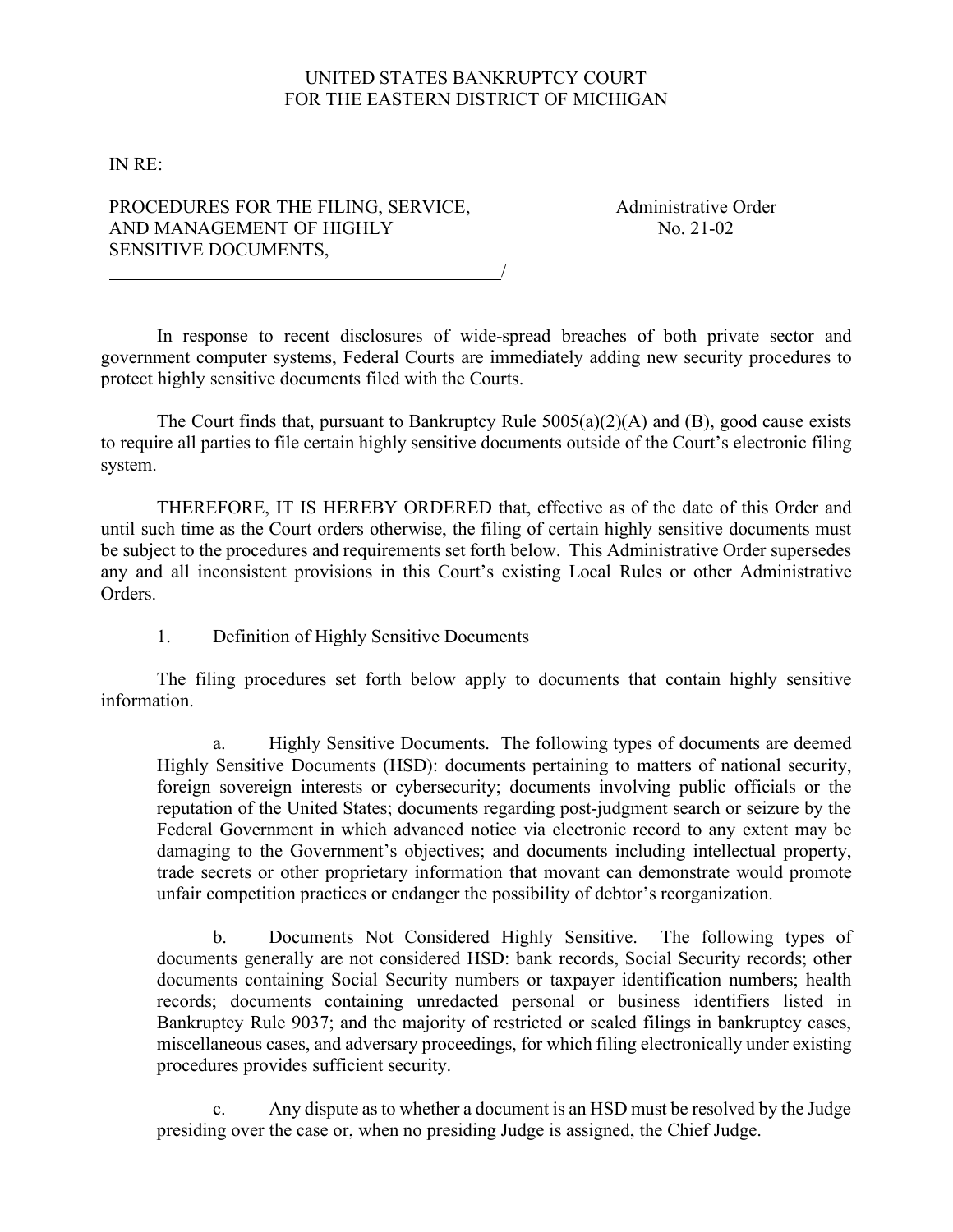UNITED STATES BANKRUPTCY COURT
FOR THE EASTERN DISTRICT OF MICHIGAN

IN RE:

PROCEDURES FOR THE FILING, SERVICE, AND MANAGEMENT OF HIGHLY SENSITIVE DOCUMENTS, /

Administrative Order No. 21-02

In response to recent disclosures of wide-spread breaches of both private sector and government computer systems, Federal Courts are immediately adding new security procedures to protect highly sensitive documents filed with the Courts.

The Court finds that, pursuant to Bankruptcy Rule 5005(a)(2)(A) and (B), good cause exists to require all parties to file certain highly sensitive documents outside of the Court's electronic filing system.

THEREFORE, IT IS HEREBY ORDERED that, effective as of the date of this Order and until such time as the Court orders otherwise, the filing of certain highly sensitive documents must be subject to the procedures and requirements set forth below. This Administrative Order supersedes any and all inconsistent provisions in this Court's existing Local Rules or other Administrative Orders.

1. Definition of Highly Sensitive Documents

The filing procedures set forth below apply to documents that contain highly sensitive information.

a. Highly Sensitive Documents. The following types of documents are deemed Highly Sensitive Documents (HSD): documents pertaining to matters of national security, foreign sovereign interests or cybersecurity; documents involving public officials or the reputation of the United States; documents regarding post-judgment search or seizure by the Federal Government in which advanced notice via electronic record to any extent may be damaging to the Government's objectives; and documents including intellectual property, trade secrets or other proprietary information that movant can demonstrate would promote unfair competition practices or endanger the possibility of debtor's reorganization.

b. Documents Not Considered Highly Sensitive. The following types of documents generally are not considered HSD: bank records, Social Security records; other documents containing Social Security numbers or taxpayer identification numbers; health records; documents containing unredacted personal or business identifiers listed in Bankruptcy Rule 9037; and the majority of restricted or sealed filings in bankruptcy cases, miscellaneous cases, and adversary proceedings, for which filing electronically under existing procedures provides sufficient security.

c. Any dispute as to whether a document is an HSD must be resolved by the Judge presiding over the case or, when no presiding Judge is assigned, the Chief Judge.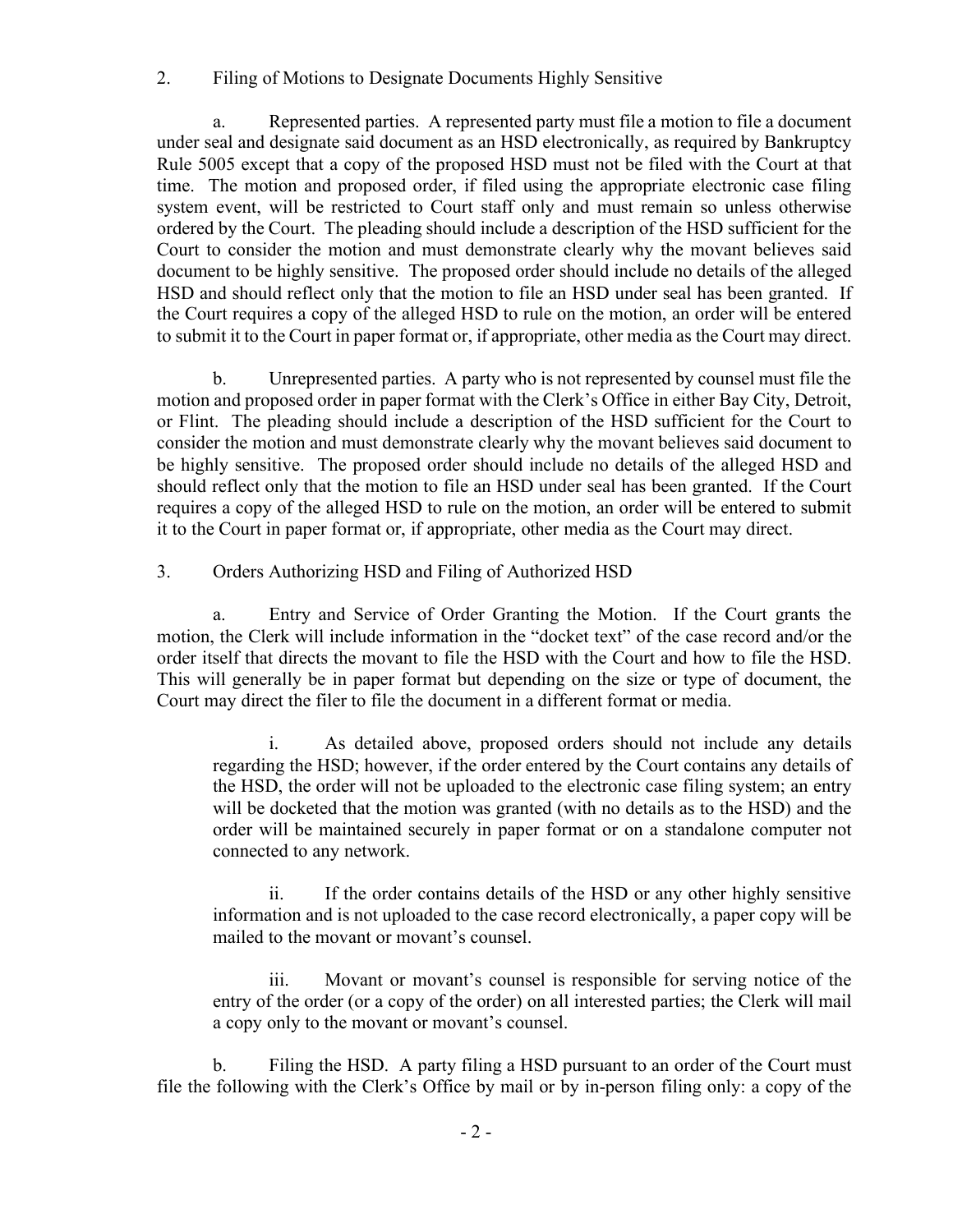2. Filing of Motions to Designate Documents Highly Sensitive

a. Represented parties. A represented party must file a motion to file a document under seal and designate said document as an HSD electronically, as required by Bankruptcy Rule 5005 except that a copy of the proposed HSD must not be filed with the Court at that time. The motion and proposed order, if filed using the appropriate electronic case filing system event, will be restricted to Court staff only and must remain so unless otherwise ordered by the Court. The pleading should include a description of the HSD sufficient for the Court to consider the motion and must demonstrate clearly why the movant believes said document to be highly sensitive. The proposed order should include no details of the alleged HSD and should reflect only that the motion to file an HSD under seal has been granted. If the Court requires a copy of the alleged HSD to rule on the motion, an order will be entered to submit it to the Court in paper format or, if appropriate, other media as the Court may direct.

b. Unrepresented parties. A party who is not represented by counsel must file the motion and proposed order in paper format with the Clerk's Office in either Bay City, Detroit, or Flint. The pleading should include a description of the HSD sufficient for the Court to consider the motion and must demonstrate clearly why the movant believes said document to be highly sensitive. The proposed order should include no details of the alleged HSD and should reflect only that the motion to file an HSD under seal has been granted. If the Court requires a copy of the alleged HSD to rule on the motion, an order will be entered to submit it to the Court in paper format or, if appropriate, other media as the Court may direct.

3. Orders Authorizing HSD and Filing of Authorized HSD

a. Entry and Service of Order Granting the Motion. If the Court grants the motion, the Clerk will include information in the "docket text" of the case record and/or the order itself that directs the movant to file the HSD with the Court and how to file the HSD. This will generally be in paper format but depending on the size or type of document, the Court may direct the filer to file the document in a different format or media.

i. As detailed above, proposed orders should not include any details regarding the HSD; however, if the order entered by the Court contains any details of the HSD, the order will not be uploaded to the electronic case filing system; an entry will be docketed that the motion was granted (with no details as to the HSD) and the order will be maintained securely in paper format or on a standalone computer not connected to any network.

ii. If the order contains details of the HSD or any other highly sensitive information and is not uploaded to the case record electronically, a paper copy will be mailed to the movant or movant's counsel.

iii. Movant or movant's counsel is responsible for serving notice of the entry of the order (or a copy of the order) on all interested parties; the Clerk will mail a copy only to the movant or movant's counsel.

b. Filing the HSD. A party filing a HSD pursuant to an order of the Court must file the following with the Clerk's Office by mail or by in-person filing only: a copy of the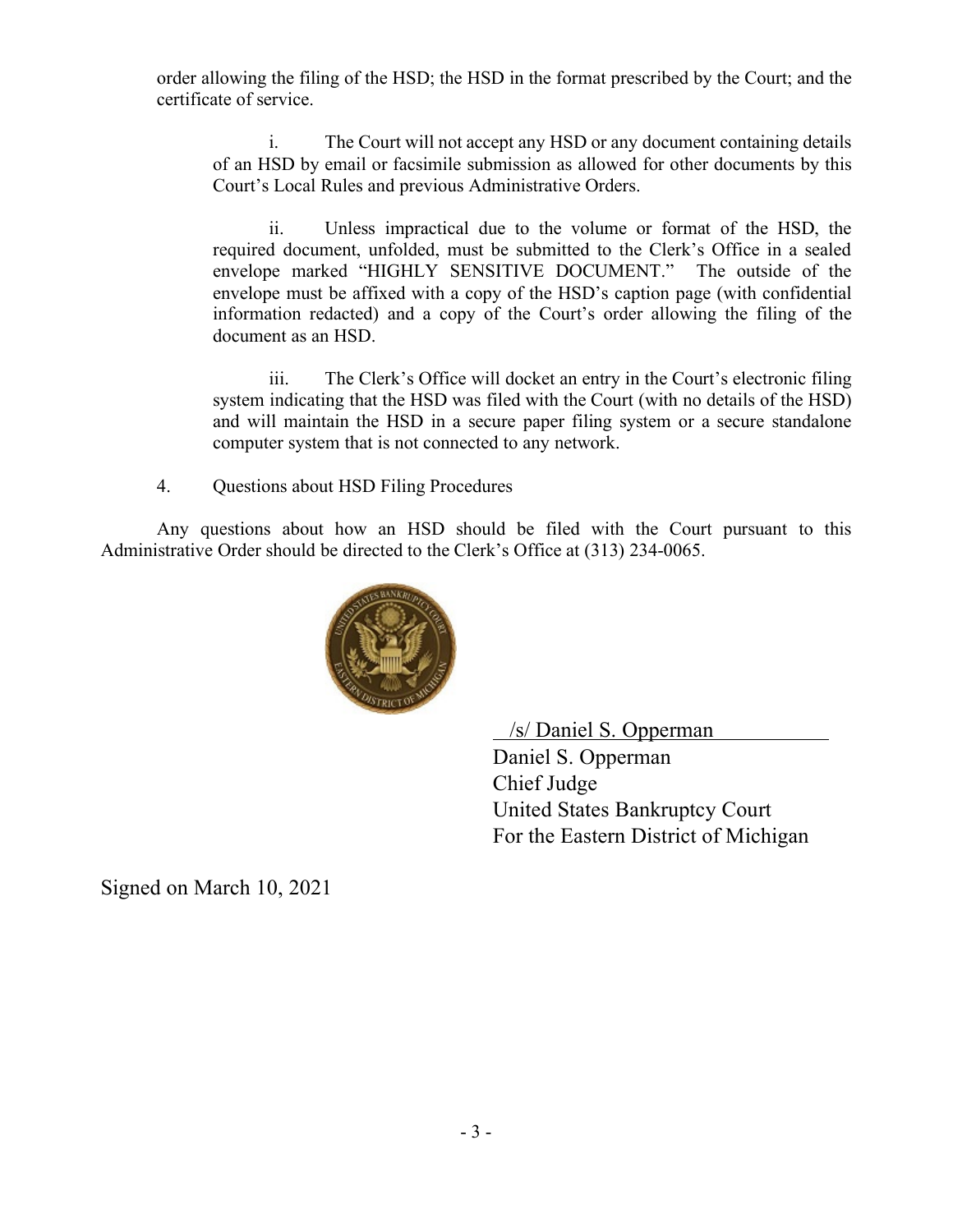order allowing the filing of the HSD; the HSD in the format prescribed by the Court; and the certificate of service.

i. The Court will not accept any HSD or any document containing details of an HSD by email or facsimile submission as allowed for other documents by this Court's Local Rules and previous Administrative Orders.

ii. Unless impractical due to the volume or format of the HSD, the required document, unfolded, must be submitted to the Clerk's Office in a sealed envelope marked "HIGHLY SENSITIVE DOCUMENT." The outside of the envelope must be affixed with a copy of the HSD's caption page (with confidential information redacted) and a copy of the Court's order allowing the filing of the document as an HSD.

iii. The Clerk's Office will docket an entry in the Court's electronic filing system indicating that the HSD was filed with the Court (with no details of the HSD) and will maintain the HSD in a secure paper filing system or a secure standalone computer system that is not connected to any network.

4. Questions about HSD Filing Procedures

Any questions about how an HSD should be filed with the Court pursuant to this Administrative Order should be directed to the Clerk's Office at (313) 234-0065.

/s/ Daniel S. Opperman
Daniel S. Opperman
Chief Judge
United States Bankruptcy Court
For the Eastern District of Michigan

Signed on March 10, 2021